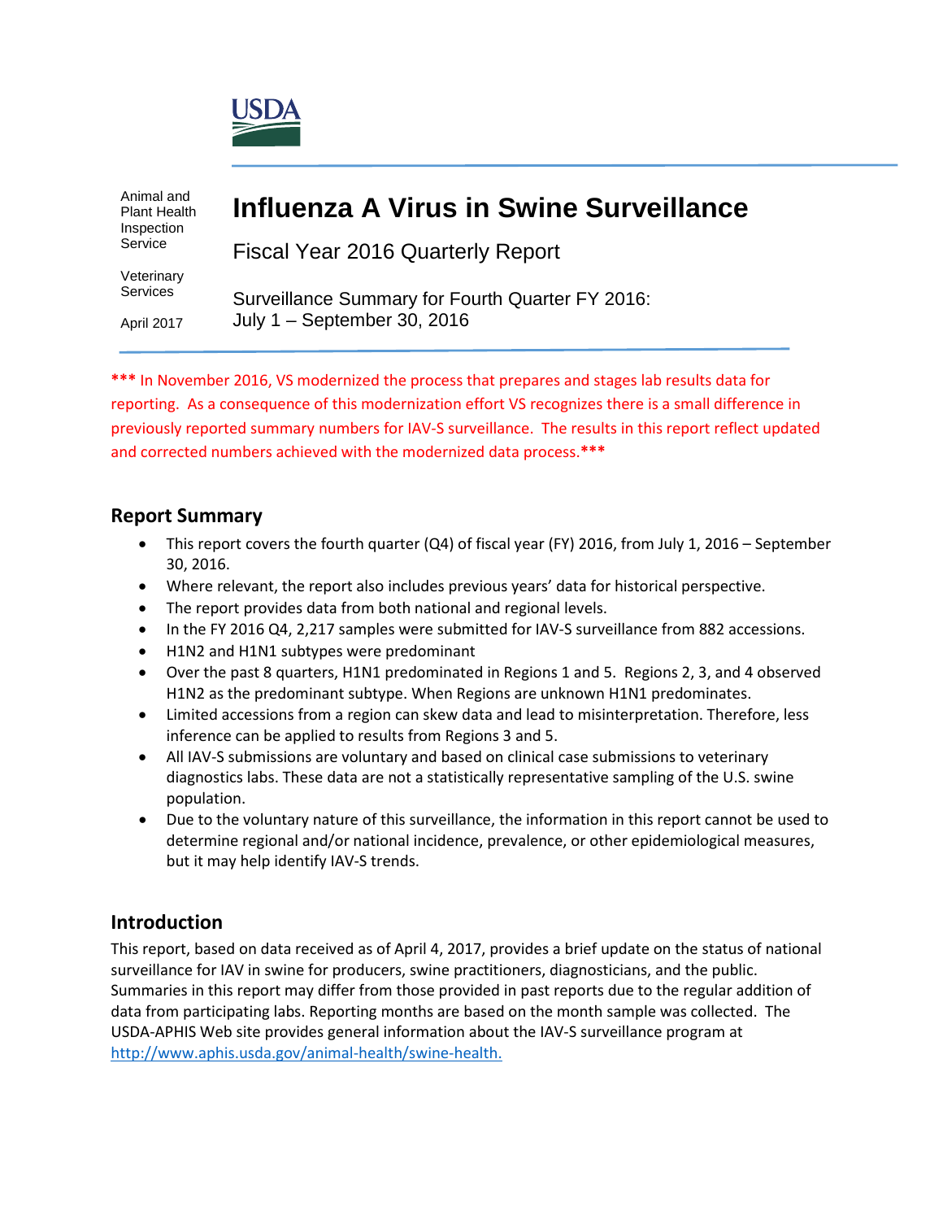USDA

Animal and Plant Health Inspection Service

Veterinary Services

April 2017

# Influenza A Virus in Swine Surveillance

Fiscal Year 2016 Quarterly Report

Surveillance Summary for Fourth Quarter FY 2016: July 1 – September 30, 2016

*** In November 2016, VS modernized the process that prepares and stages lab results data for reporting. As a consequence of this modernization effort VS recognizes there is a small difference in previously reported summary numbers for IAV-S surveillance. The results in this report reflect updated and corrected numbers achieved with the modernized data process.***

## Report Summary

- This report covers the fourth quarter (Q4) of fiscal year (FY) 2016, from July 1, 2016 – September 30, 2016.
- Where relevant, the report also includes previous years' data for historical perspective.
- The report provides data from both national and regional levels.
- In the FY 2016 Q4, 2,217 samples were submitted for IAV-S surveillance from 882 accessions.
- H1N2 and H1N1 subtypes were predominant
- Over the past 8 quarters, H1N1 predominated in Regions 1 and 5. Regions 2, 3, and 4 observed H1N2 as the predominant subtype. When Regions are unknown H1N1 predominates.
- Limited accessions from a region can skew data and lead to misinterpretation. Therefore, less inference can be applied to results from Regions 3 and 5.
- All IAV-S submissions are voluntary and based on clinical case submissions to veterinary diagnostics labs. These data are not a statistically representative sampling of the U.S. swine population.
- Due to the voluntary nature of this surveillance, the information in this report cannot be used to determine regional and/or national incidence, prevalence, or other epidemiological measures, but it may help identify IAV-S trends.

## Introduction

This report, based on data received as of April 4, 2017, provides a brief update on the status of national surveillance for IAV in swine for producers, swine practitioners, diagnosticians, and the public. Summaries in this report may differ from those provided in past reports due to the regular addition of data from participating labs. Reporting months are based on the month sample was collected. The USDA-APHIS Web site provides general information about the IAV-S surveillance program at http://www.aphis.usda.gov/animal-health/swine-health.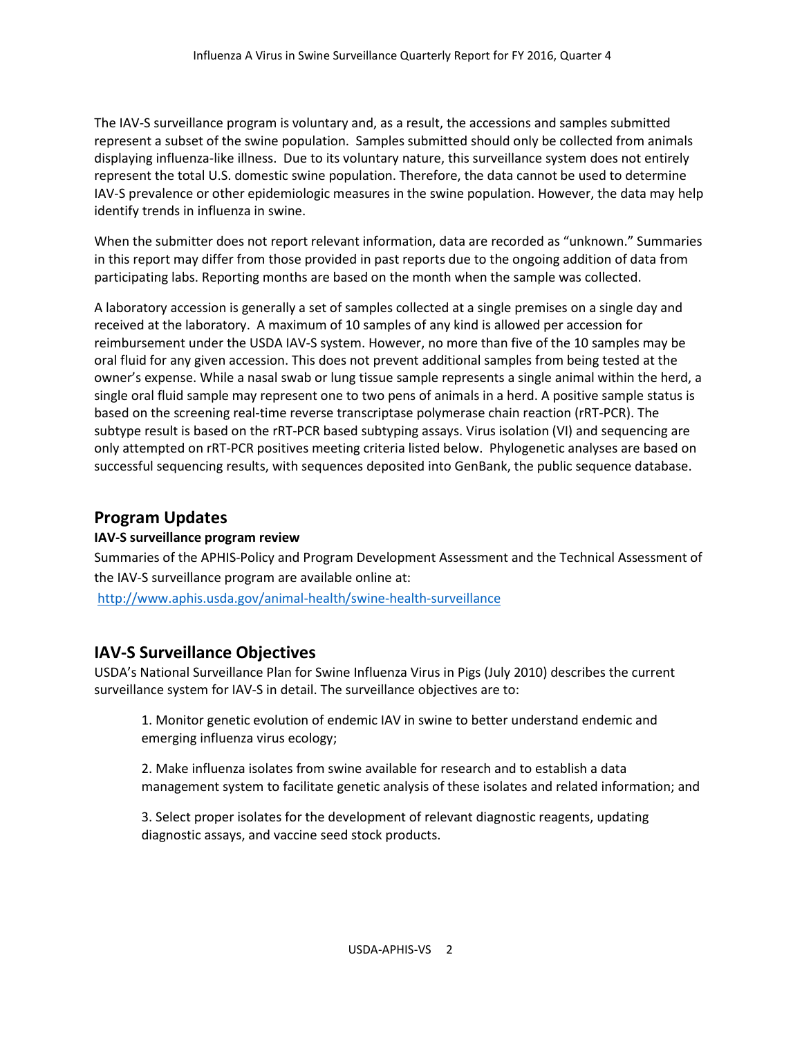The IAV-S surveillance program is voluntary and, as a result, the accessions and samples submitted represent a subset of the swine population. Samples submitted should only be collected from animals displaying influenza-like illness. Due to its voluntary nature, this surveillance system does not entirely represent the total U.S. domestic swine population. Therefore, the data cannot be used to determine IAV-S prevalence or other epidemiologic measures in the swine population. However, the data may help identify trends in influenza in swine.

When the submitter does not report relevant information, data are recorded as "unknown." Summaries in this report may differ from those provided in past reports due to the ongoing addition of data from participating labs. Reporting months are based on the month when the sample was collected.

A laboratory accession is generally a set of samples collected at a single premises on a single day and received at the laboratory. A maximum of 10 samples of any kind is allowed per accession for reimbursement under the USDA IAV-S system. However, no more than five of the 10 samples may be oral fluid for any given accession. This does not prevent additional samples from being tested at the owner's expense. While a nasal swab or lung tissue sample represents a single animal within the herd, a single oral fluid sample may represent one to two pens of animals in a herd. A positive sample status is based on the screening real-time reverse transcriptase polymerase chain reaction (rRT-PCR). The subtype result is based on the rRT-PCR based subtyping assays. Virus isolation (VI) and sequencing are only attempted on rRT-PCR positives meeting criteria listed below. Phylogenetic analyses are based on successful sequencing results, with sequences deposited into GenBank, the public sequence database.

## Program Updates

**IAV-S surveillance program review**

Summaries of the APHIS-Policy and Program Development Assessment and the Technical Assessment of the IAV-S surveillance program are available online at:

http://www.aphis.usda.gov/animal-health/swine-health-surveillance

## IAV-S Surveillance Objectives

USDA's National Surveillance Plan for Swine Influenza Virus in Pigs (July 2010) describes the current surveillance system for IAV-S in detail. The surveillance objectives are to:

1. Monitor genetic evolution of endemic IAV in swine to better understand endemic and emerging influenza virus ecology;

2. Make influenza isolates from swine available for research and to establish a data management system to facilitate genetic analysis of these isolates and related information; and

3. Select proper isolates for the development of relevant diagnostic reagents, updating diagnostic assays, and vaccine seed stock products.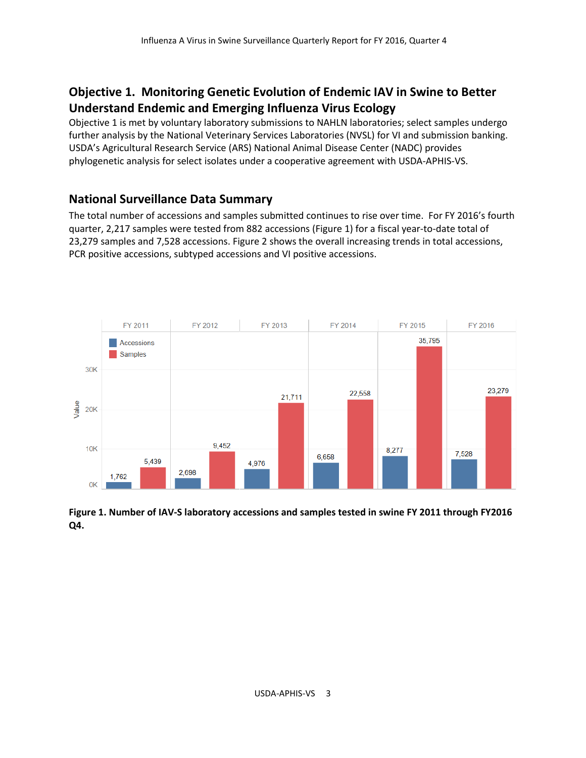## Objective 1. Monitoring Genetic Evolution of Endemic IAV in Swine to Better Understand Endemic and Emerging Influenza Virus Ecology

Objective 1 is met by voluntary laboratory submissions to NAHLN laboratories; select samples undergo further analysis by the National Veterinary Services Laboratories (NVSL) for VI and submission banking. USDA's Agricultural Research Service (ARS) National Animal Disease Center (NADC) provides phylogenetic analysis for select isolates under a cooperative agreement with USDA-APHIS-VS.

### National Surveillance Data Summary

The total number of accessions and samples submitted continues to rise over time. For FY 2016's fourth quarter, 2,217 samples were tested from 882 accessions (Figure 1) for a fiscal year-to-date total of 23,279 samples and 7,528 accessions. Figure 2 shows the overall increasing trends in total accessions, PCR positive accessions, subtyped accessions and VI positive accessions.

| | FY 2011 | FY 2012 | FY 2013 | FY 2014 | FY 2015 | FY 2016 |
|---|---|---|---|---|---|---|
| Accessions | 1,762 | 2,698 | 4,976 | 6,658 | 8,277 | 7,528 |
| Samples | 5,439 | 9,452 | 21,711 | 22,558 | 35,795 | 23,279 |

**Figure 1. Number of IAV-S laboratory accessions and samples tested in swine FY 2011 through FY2016 Q4.**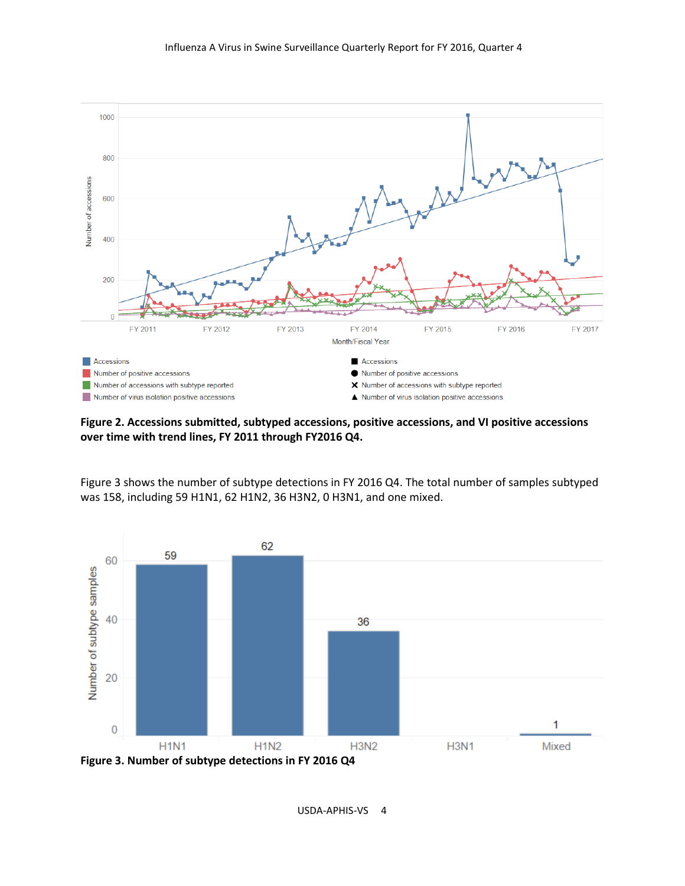**Figure 2. Accessions submitted, subtyped accessions, positive accessions, and VI positive accessions over time with trend lines, FY 2011 through FY2016 Q4.**

Figure 3 shows the number of subtype detections in FY 2016 Q4. The total number of samples subtyped was 158, including 59 H1N1, 62 H1N2, 36 H3N2, 0 H3N1, and one mixed.

**Figure 3. Number of subtype detections in FY 2016 Q4**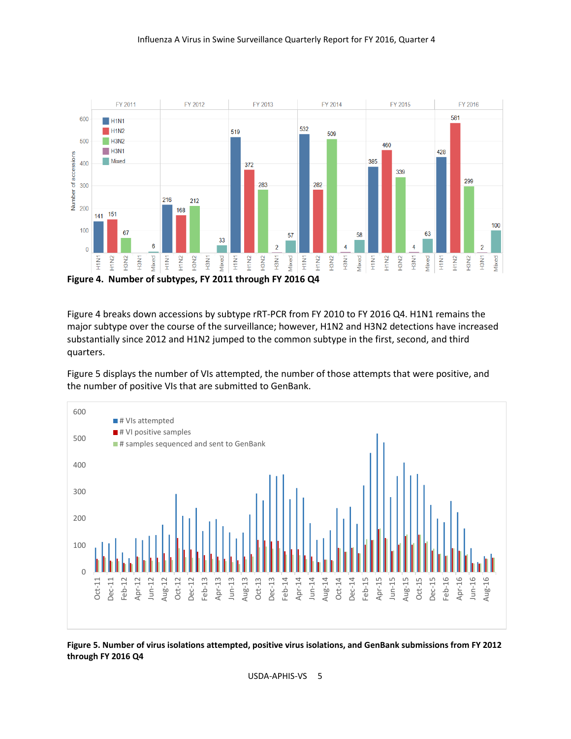**Figure 4. Number of subtypes, FY 2011 through FY 2016 Q4**

Figure 4 breaks down accessions by subtype rRT-PCR from FY 2010 to FY 2016 Q4. H1N1 remains the major subtype over the course of the surveillance; however, H1N2 and H3N2 detections have increased substantially since 2012 and H1N2 jumped to the common subtype in the first, second, and third quarters.

Figure 5 displays the number of VIs attempted, the number of those attempts that were positive, and the number of positive VIs that are submitted to GenBank.

**Figure 5. Number of virus isolations attempted, positive virus isolations, and GenBank submissions from FY 2012 through FY 2016 Q4**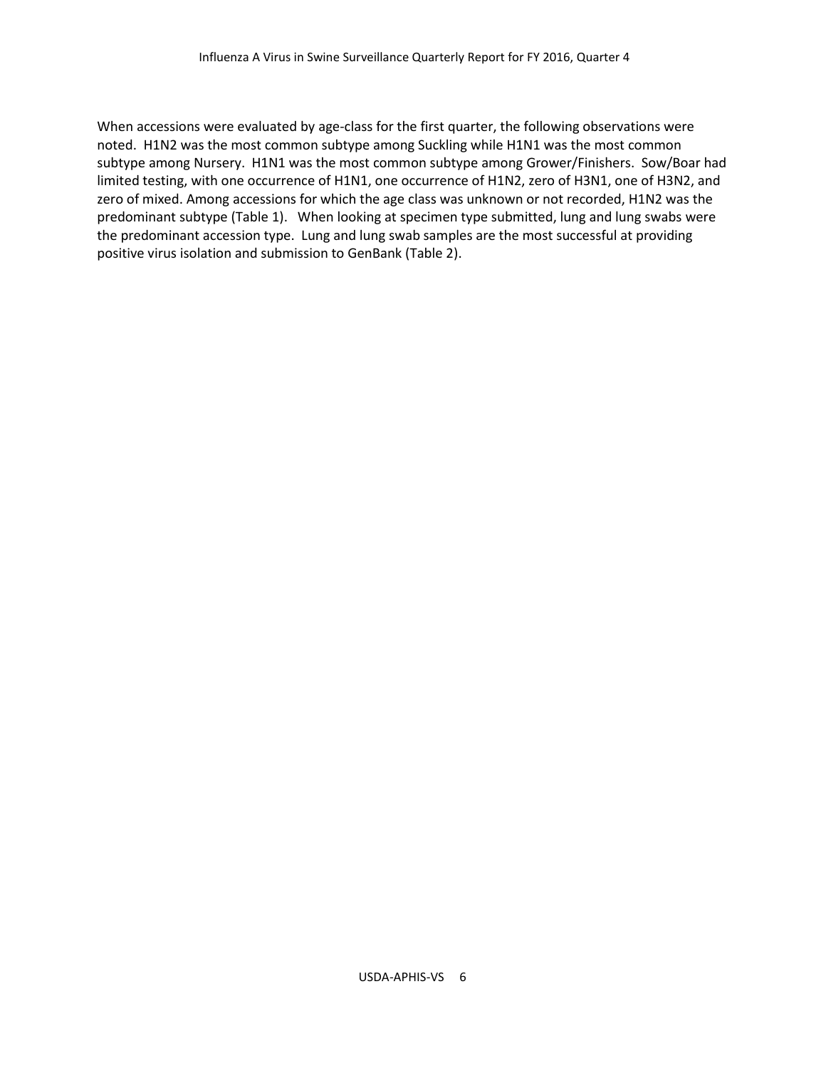When accessions were evaluated by age-class for the first quarter, the following observations were noted. H1N2 was the most common subtype among Suckling while H1N1 was the most common subtype among Nursery. H1N1 was the most common subtype among Grower/Finishers. Sow/Boar had limited testing, with one occurrence of H1N1, one occurrence of H1N2, zero of H3N1, one of H3N2, and zero of mixed. Among accessions for which the age class was unknown or not recorded, H1N2 was the predominant subtype (Table 1). When looking at specimen type submitted, lung and lung swabs were the predominant accession type. Lung and lung swab samples are the most successful at providing positive virus isolation and submission to GenBank (Table 2).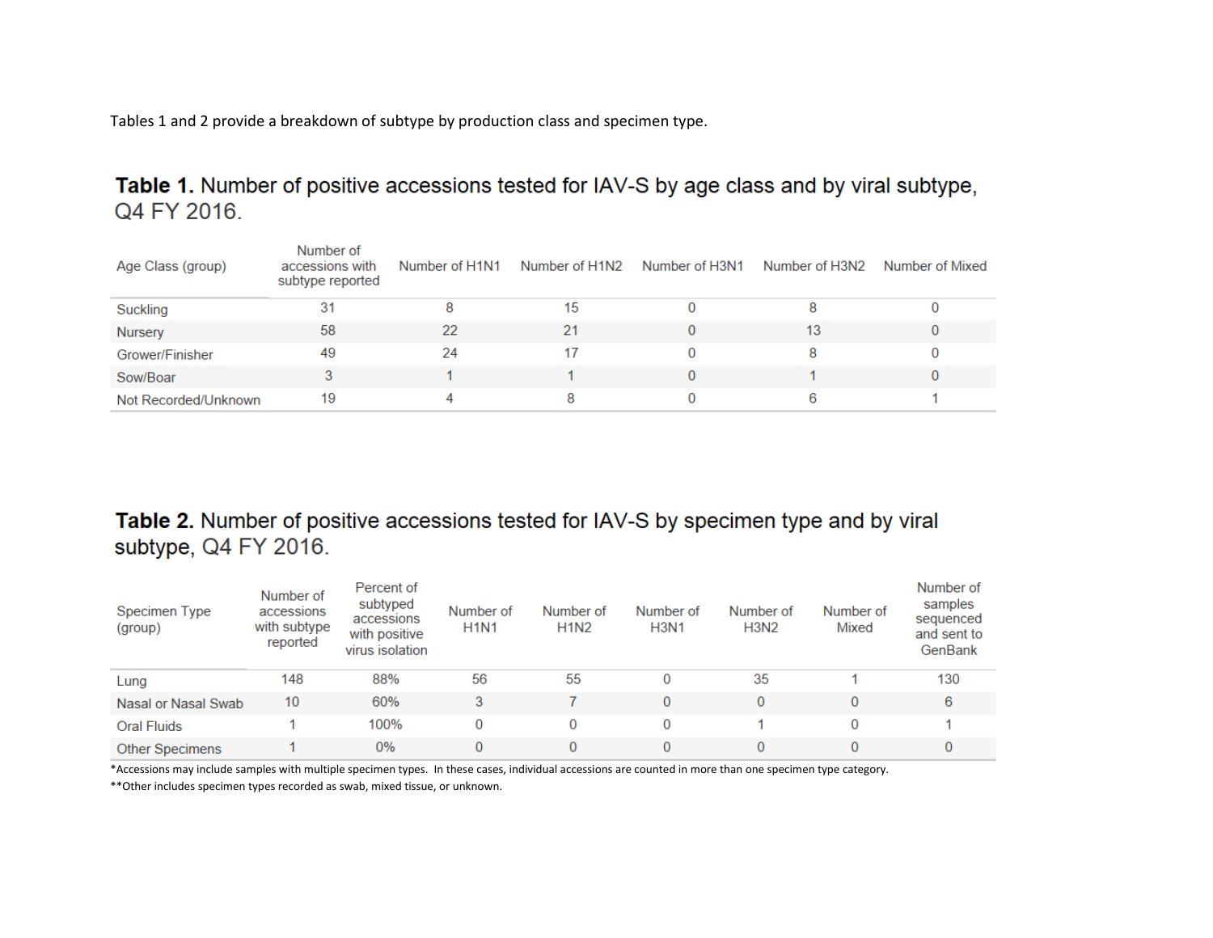Tables 1 and 2 provide a breakdown of subtype by production class and specimen type.

**Table 1.** Number of positive accessions tested for IAV-S by age class and by viral subtype, Q4 FY 2016.

| Age Class (group) | Number of accessions with subtype reported | Number of H1N1 | Number of H1N2 | Number of H3N1 | Number of H3N2 | Number of Mixed |
|---|---|---|---|---|---|---|
| Suckling | 31 | 8 | 15 | 0 | 8 | 0 |
| Nursery | 58 | 22 | 21 | 0 | 13 | 0 |
| Grower/Finisher | 49 | 24 | 17 | 0 | 8 | 0 |
| Sow/Boar | 3 | 1 | 1 | 0 | 1 | 0 |
| Not Recorded/Unknown | 19 | 4 | 8 | 0 | 6 | 1 |

**Table 2.** Number of positive accessions tested for IAV-S by specimen type and by viral subtype, Q4 FY 2016.

| Specimen Type (group) | Number of accessions with subtype reported | Percent of subtyped accessions with positive virus isolation | Number of H1N1 | Number of H1N2 | Number of H3N1 | Number of H3N2 | Number of Mixed | Number of samples sequenced and sent to GenBank |
|---|---|---|---|---|---|---|---|---|
| Lung | 148 | 88% | 56 | 55 | 0 | 35 | 1 | 130 |
| Nasal or Nasal Swab | 10 | 60% | 3 | 7 | 0 | 0 | 0 | 6 |
| Oral Fluids | 1 | 100% | 0 | 0 | 0 | 1 | 0 | 1 |
| Other Specimens | 1 | 0% | 0 | 0 | 0 | 0 | 0 | 0 |

*Accessions may include samples with multiple specimen types. In these cases, individual accessions are counted in more than one specimen type category.

**Other includes specimen types recorded as swab, mixed tissue, or unknown.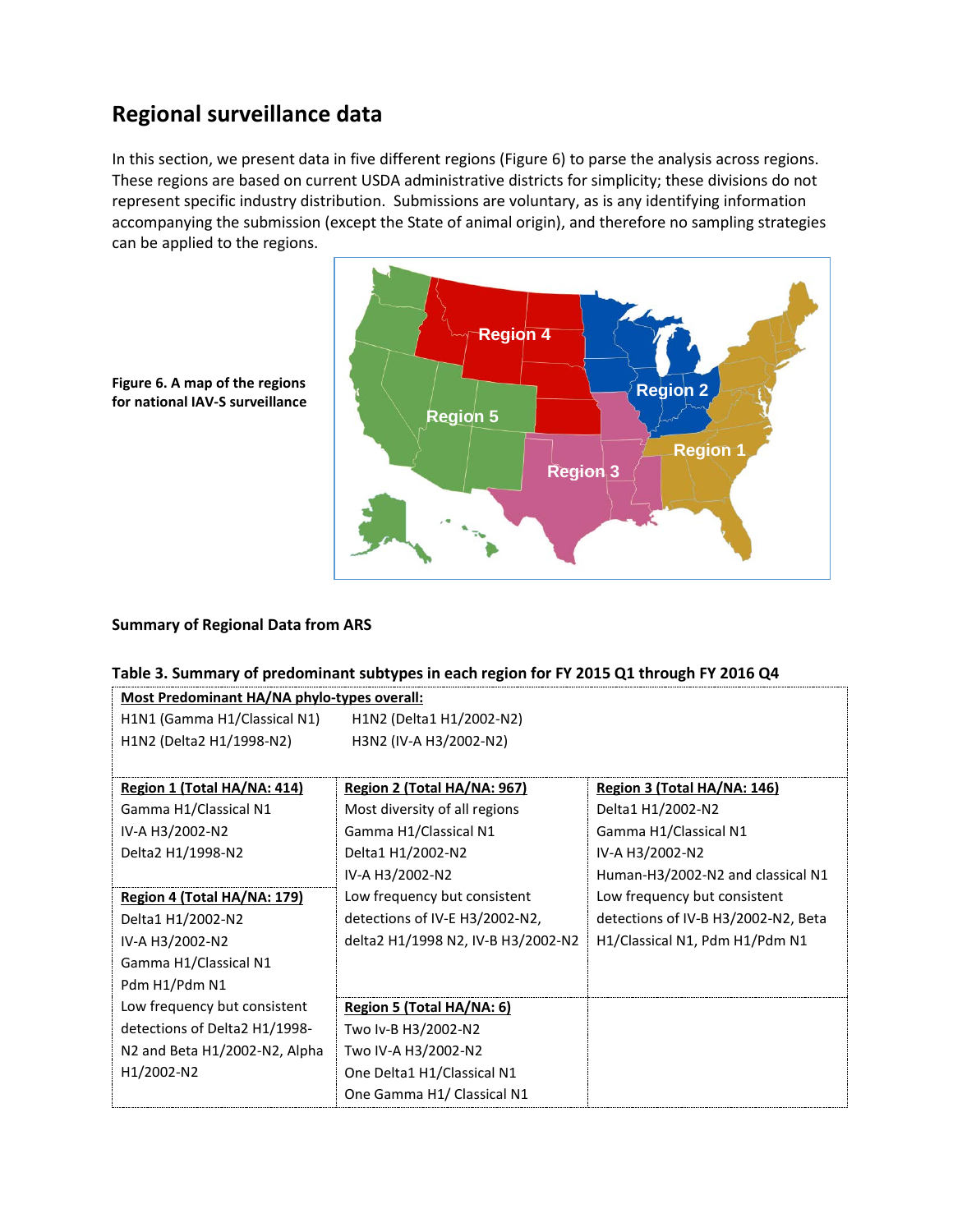## Regional surveillance data

In this section, we present data in five different regions (Figure 6) to parse the analysis across regions. These regions are based on current USDA administrative districts for simplicity; these divisions do not represent specific industry distribution. Submissions are voluntary, as is any identifying information accompanying the submission (except the State of animal origin), and therefore no sampling strategies can be applied to the regions.

**Figure 6. A map of the regions for national IAV-S surveillance**

**Summary of Regional Data from ARS**

**Table 3. Summary of predominant subtypes in each region for FY 2015 Q1 through FY 2016 Q4**

| **Most Predominant HA/NA phylo-types overall:** | | |
|---|---|---|
| H1N1 (Gamma H1/Classical N1)<br>H1N2 (Delta2 H1/1998-N2) | H1N2 (Delta1 H1/2002-N2)<br>H3N2 (IV-A H3/2002-N2) | |
| **Region 1 (Total HA/NA: 414)**<br>Gamma H1/Classical N1<br>IV-A H3/2002-N2<br>Delta2 H1/1998-N2 | **Region 2 (Total HA/NA: 967)**<br>Most diversity of all regions<br>Gamma H1/Classical N1<br>Delta1 H1/2002-N2<br>IV-A H3/2002-N2<br>Low frequency but consistent detections of IV-E H3/2002-N2, delta2 H1/1998 N2, IV-B H3/2002-N2 | **Region 3 (Total HA/NA: 146)**<br>Delta1 H1/2002-N2<br>Gamma H1/Classical N1<br>IV-A H3/2002-N2<br>Human-H3/2002-N2 and classical N1<br>Low frequency but consistent detections of IV-B H3/2002-N2, Beta H1/Classical N1, Pdm H1/Pdm N1 |
| **Region 4 (Total HA/NA: 179)**<br>Delta1 H1/2002-N2<br>IV-A H3/2002-N2<br>Gamma H1/Classical N1<br>Pdm H1/Pdm N1<br>Low frequency but consistent detections of Delta2 H1/1998-N2 and Beta H1/2002-N2, Alpha H1/2002-N2 | **Region 5 (Total HA/NA: 6)**<br>Two Iv-B H3/2002-N2<br>Two IV-A H3/2002-N2<br>One Delta1 H1/Classical N1<br>One Gamma H1/ Classical N1 | |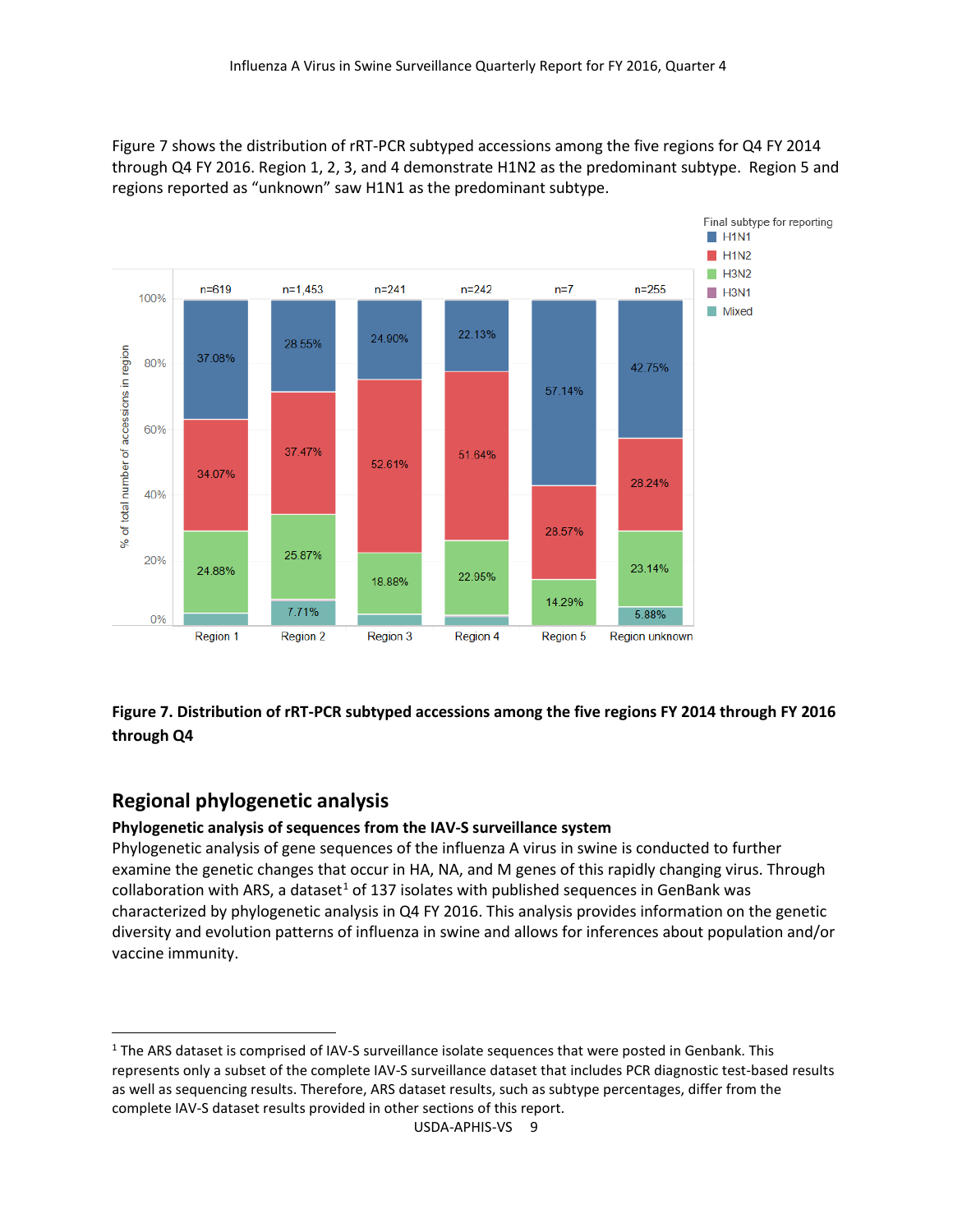Figure 7 shows the distribution of rRT-PCR subtyped accessions among the five regions for Q4 FY 2014 through Q4 FY 2016. Region 1, 2, 3, and 4 demonstrate H1N2 as the predominant subtype. Region 5 and regions reported as "unknown" saw H1N1 as the predominant subtype.

**Figure 7. Distribution of rRT-PCR subtyped accessions among the five regions FY 2014 through FY 2016 through Q4**

## Regional phylogenetic analysis

### Phylogenetic analysis of sequences from the IAV-S surveillance system

Phylogenetic analysis of gene sequences of the influenza A virus in swine is conducted to further examine the genetic changes that occur in HA, NA, and M genes of this rapidly changing virus. Through collaboration with ARS, a dataset[1] of 137 isolates with published sequences in GenBank was characterized by phylogenetic analysis in Q4 FY 2016. This analysis provides information on the genetic diversity and evolution patterns of influenza in swine and allows for inferences about population and/or vaccine immunity.

---

[1] The ARS dataset is comprised of IAV-S surveillance isolate sequences that were posted in Genbank. This represents only a subset of the complete IAV-S surveillance dataset that includes PCR diagnostic test-based results as well as sequencing results. Therefore, ARS dataset results, such as subtype percentages, differ from the complete IAV-S dataset results provided in other sections of this report.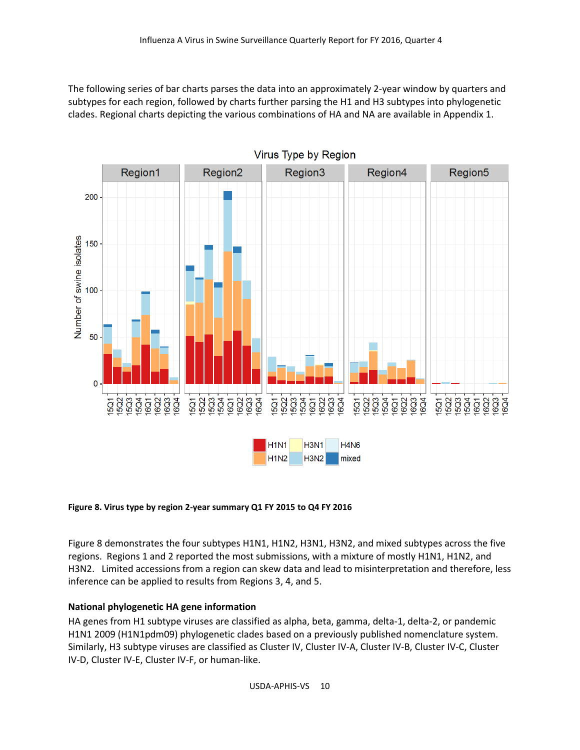The following series of bar charts parses the data into an approximately 2-year window by quarters and subtypes for each region, followed by charts further parsing the H1 and H3 subtypes into phylogenetic clades. Regional charts depicting the various combinations of HA and NA are available in Appendix 1.

**Figure 8. Virus type by region 2-year summary Q1 FY 2015 to Q4 FY 2016**

Figure 8 demonstrates the four subtypes H1N1, H1N2, H3N1, H3N2, and mixed subtypes across the five regions. Regions 1 and 2 reported the most submissions, with a mixture of mostly H1N1, H1N2, and H3N2. Limited accessions from a region can skew data and lead to misinterpretation and therefore, less inference can be applied to results from Regions 3, 4, and 5.

**National phylogenetic HA gene information**

HA genes from H1 subtype viruses are classified as alpha, beta, gamma, delta-1, delta-2, or pandemic H1N1 2009 (H1N1pdm09) phylogenetic clades based on a previously published nomenclature system. Similarly, H3 subtype viruses are classified as Cluster IV, Cluster IV-A, Cluster IV-B, Cluster IV-C, Cluster IV-D, Cluster IV-E, Cluster IV-F, or human-like.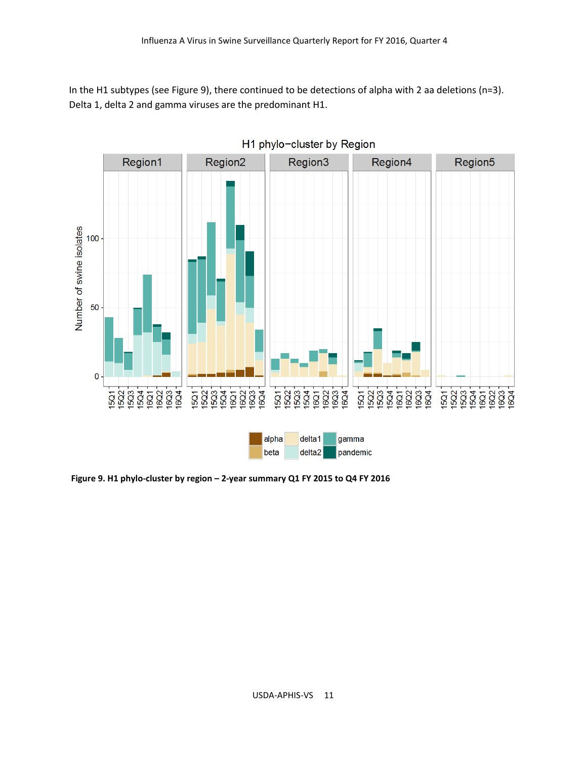In the H1 subtypes (see Figure 9), there continued to be detections of alpha with 2 aa deletions (n=3). Delta 1, delta 2 and gamma viruses are the predominant H1.

**Figure 9. H1 phylo-cluster by region – 2-year summary Q1 FY 2015 to Q4 FY 2016**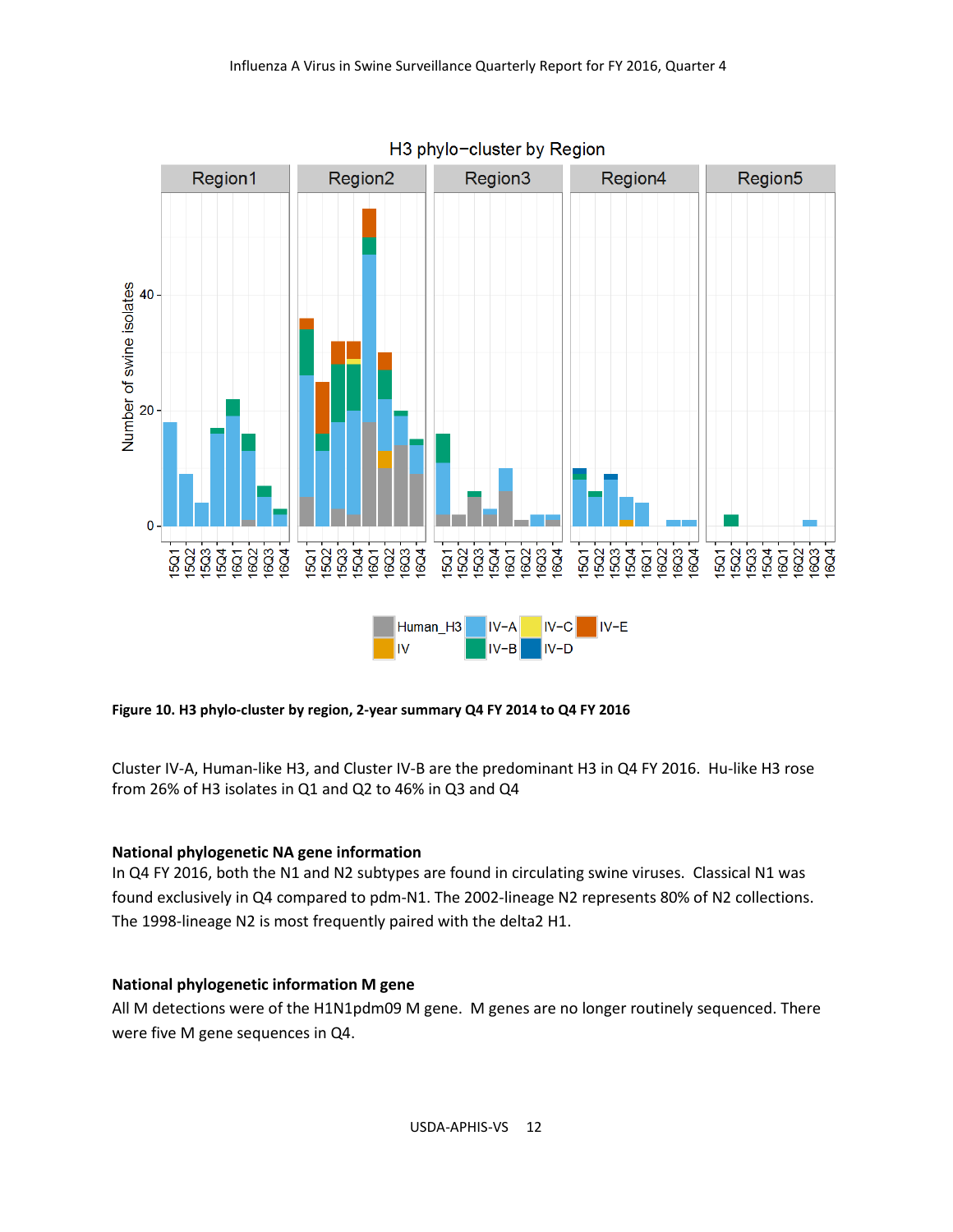**Figure 10. H3 phylo-cluster by region, 2-year summary Q4 FY 2014 to Q4 FY 2016**

Cluster IV-A, Human-like H3, and Cluster IV-B are the predominant H3 in Q4 FY 2016. Hu-like H3 rose from 26% of H3 isolates in Q1 and Q2 to 46% in Q3 and Q4

### National phylogenetic NA gene information

In Q4 FY 2016, both the N1 and N2 subtypes are found in circulating swine viruses. Classical N1 was found exclusively in Q4 compared to pdm-N1. The 2002-lineage N2 represents 80% of N2 collections. The 1998-lineage N2 is most frequently paired with the delta2 H1.

### National phylogenetic information M gene

All M detections were of the H1N1pdm09 M gene. M genes are no longer routinely sequenced. There were five M gene sequences in Q4.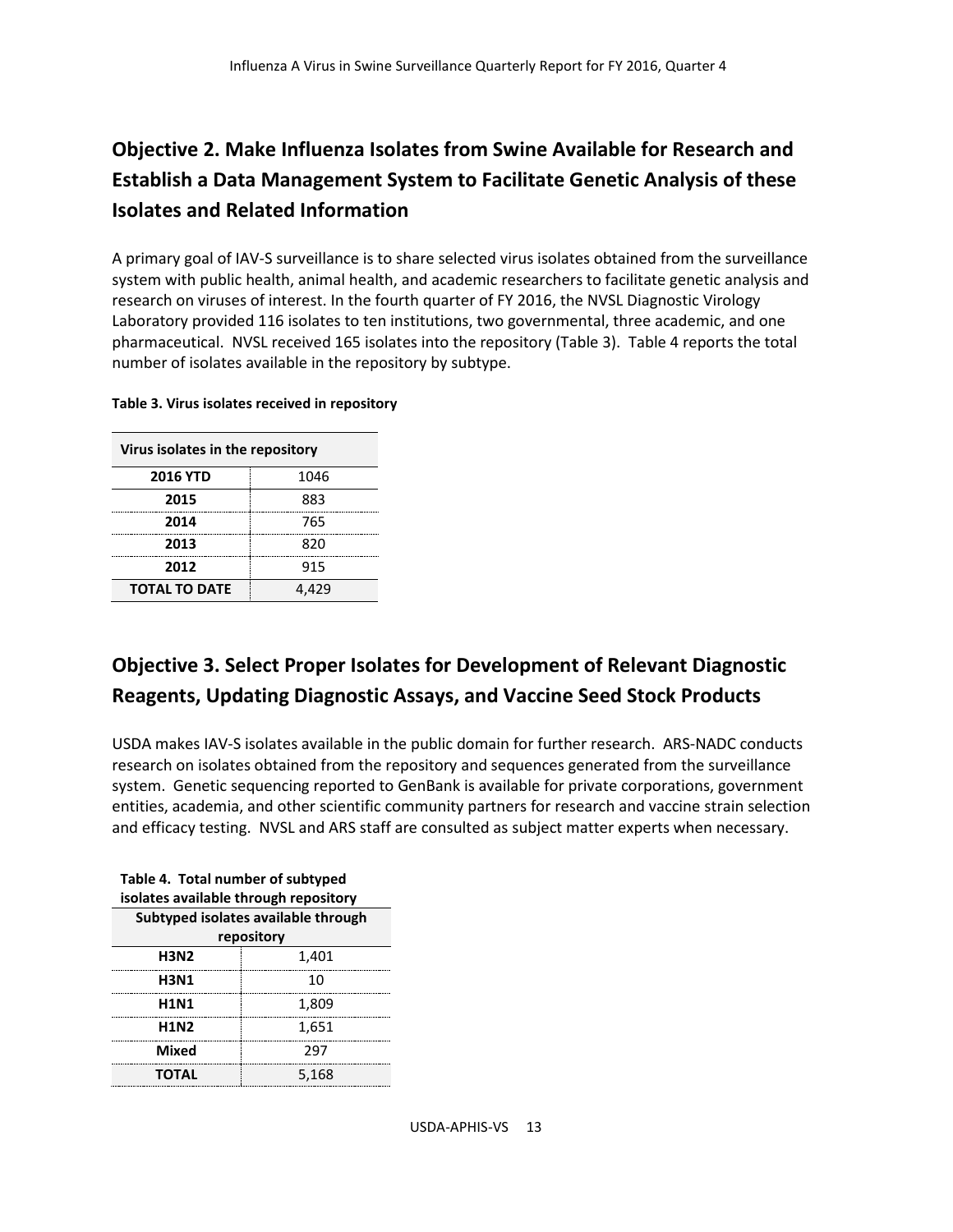## Objective 2. Make Influenza Isolates from Swine Available for Research and Establish a Data Management System to Facilitate Genetic Analysis of these Isolates and Related Information

A primary goal of IAV-S surveillance is to share selected virus isolates obtained from the surveillance system with public health, animal health, and academic researchers to facilitate genetic analysis and research on viruses of interest. In the fourth quarter of FY 2016, the NVSL Diagnostic Virology Laboratory provided 116 isolates to ten institutions, two governmental, three academic, and one pharmaceutical. NVSL received 165 isolates into the repository (Table 3). Table 4 reports the total number of isolates available in the repository by subtype.

**Table 3. Virus isolates received in repository**

| Virus isolates in the repository | |
|---|---|
| **2016 YTD** | 1046 |
| **2015** | 883 |
| **2014** | 765 |
| **2013** | 820 |
| **2012** | 915 |
| **TOTAL TO DATE** | 4,429 |

## Objective 3. Select Proper Isolates for Development of Relevant Diagnostic Reagents, Updating Diagnostic Assays, and Vaccine Seed Stock Products

USDA makes IAV-S isolates available in the public domain for further research. ARS-NADC conducts research on isolates obtained from the repository and sequences generated from the surveillance system. Genetic sequencing reported to GenBank is available for private corporations, government entities, academia, and other scientific community partners for research and vaccine strain selection and efficacy testing. NVSL and ARS staff are consulted as subject matter experts when necessary.

**Table 4. Total number of subtyped isolates available through repository**

| Subtyped isolates available through repository | |
|---|---|
| **H3N2** | 1,401 |
| **H3N1** | 10 |
| **H1N1** | 1,809 |
| **H1N2** | 1,651 |
| **Mixed** | 297 |
| **TOTAL** | 5,168 |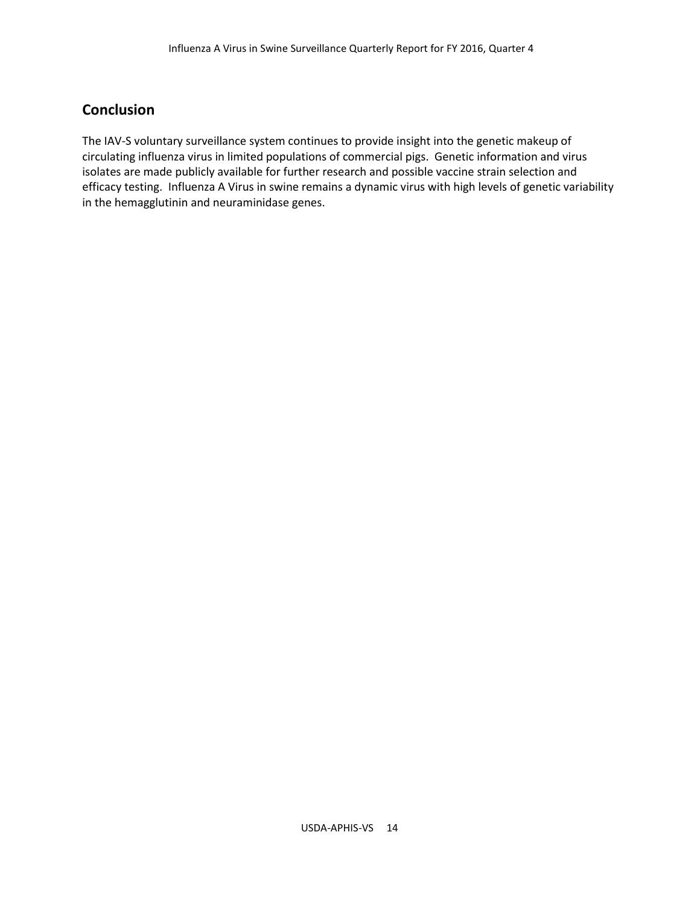## Conclusion

The IAV-S voluntary surveillance system continues to provide insight into the genetic makeup of circulating influenza virus in limited populations of commercial pigs. Genetic information and virus isolates are made publicly available for further research and possible vaccine strain selection and efficacy testing. Influenza A Virus in swine remains a dynamic virus with high levels of genetic variability in the hemagglutinin and neuraminidase genes.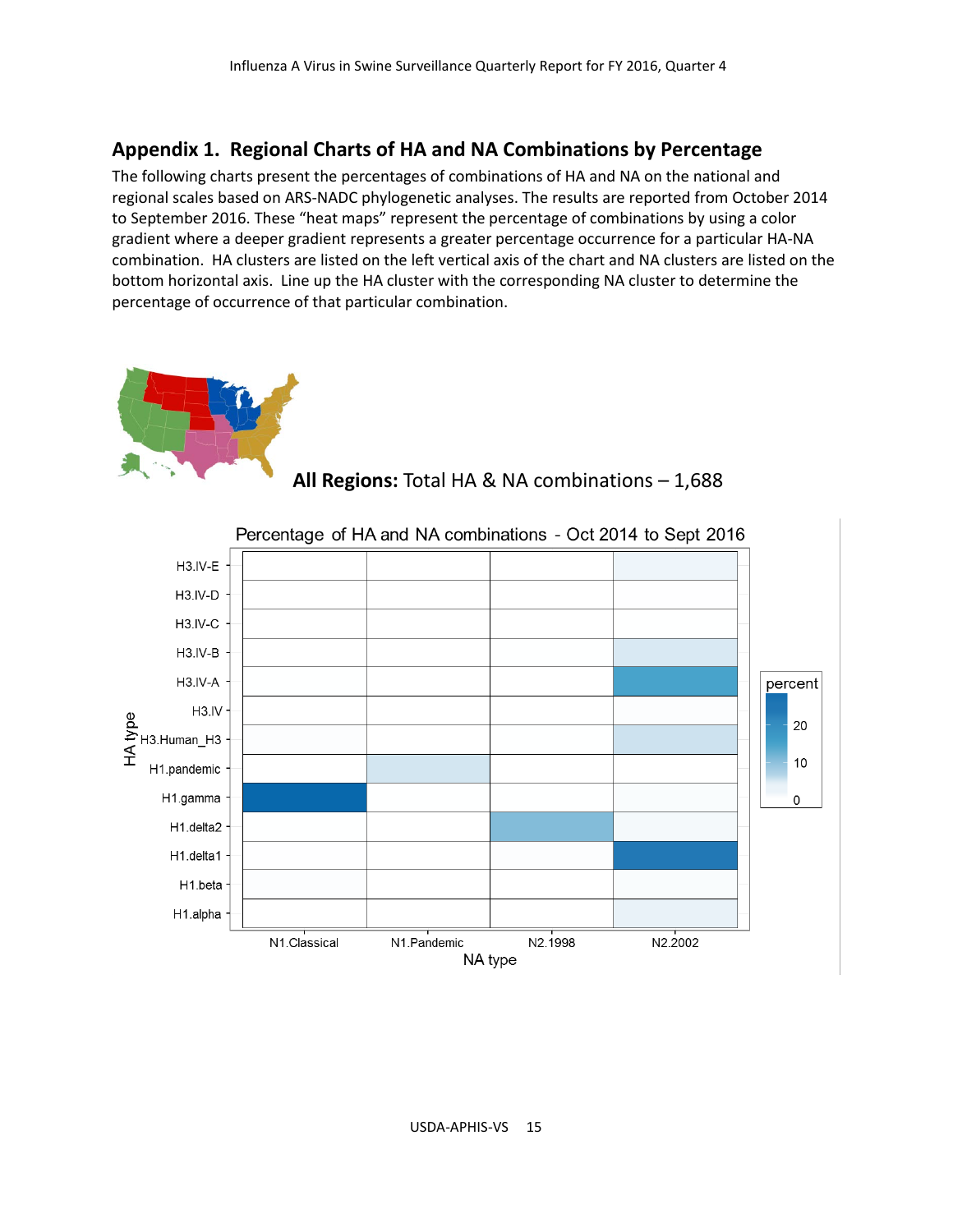## Appendix 1. Regional Charts of HA and NA Combinations by Percentage

The following charts present the percentages of combinations of HA and NA on the national and regional scales based on ARS-NADC phylogenetic analyses. The results are reported from October 2014 to September 2016. These "heat maps" represent the percentage of combinations by using a color gradient where a deeper gradient represents a greater percentage occurrence for a particular HA-NA combination. HA clusters are listed on the left vertical axis of the chart and NA clusters are listed on the bottom horizontal axis. Line up the HA cluster with the corresponding NA cluster to determine the percentage of occurrence of that particular combination.

**All Regions:** Total HA & NA combinations – 1,688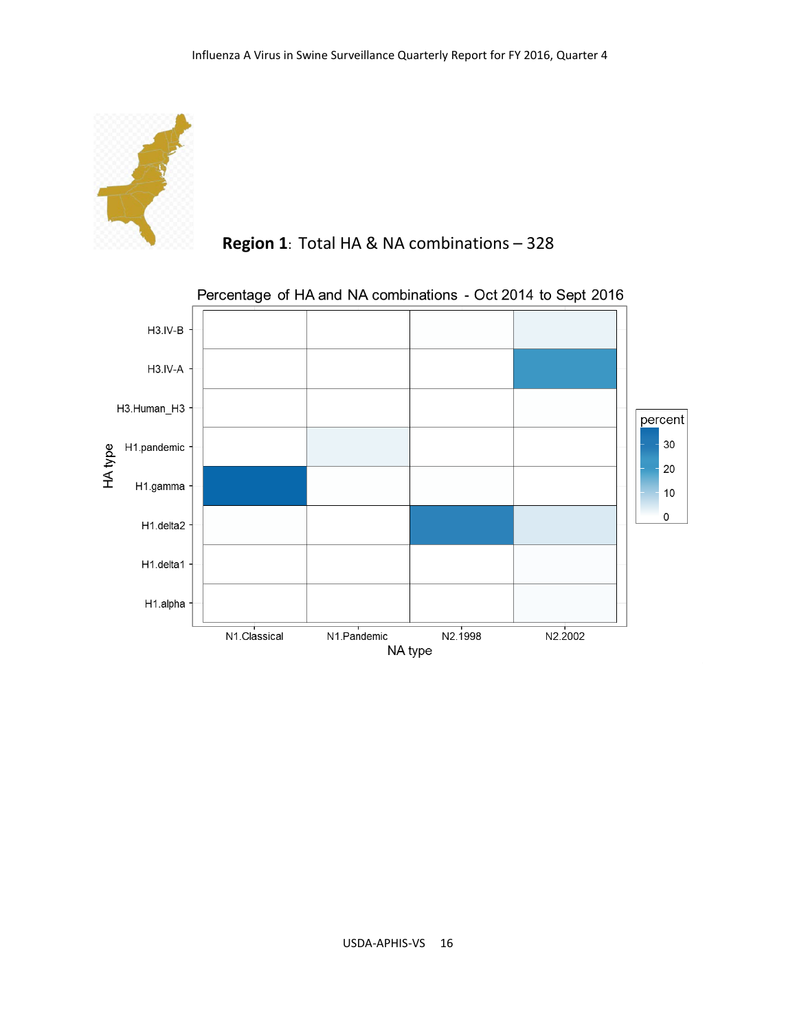**Region 1**: Total HA & NA combinations – 328

Percentage of HA and NA combinations - Oct 2014 to Sept 2016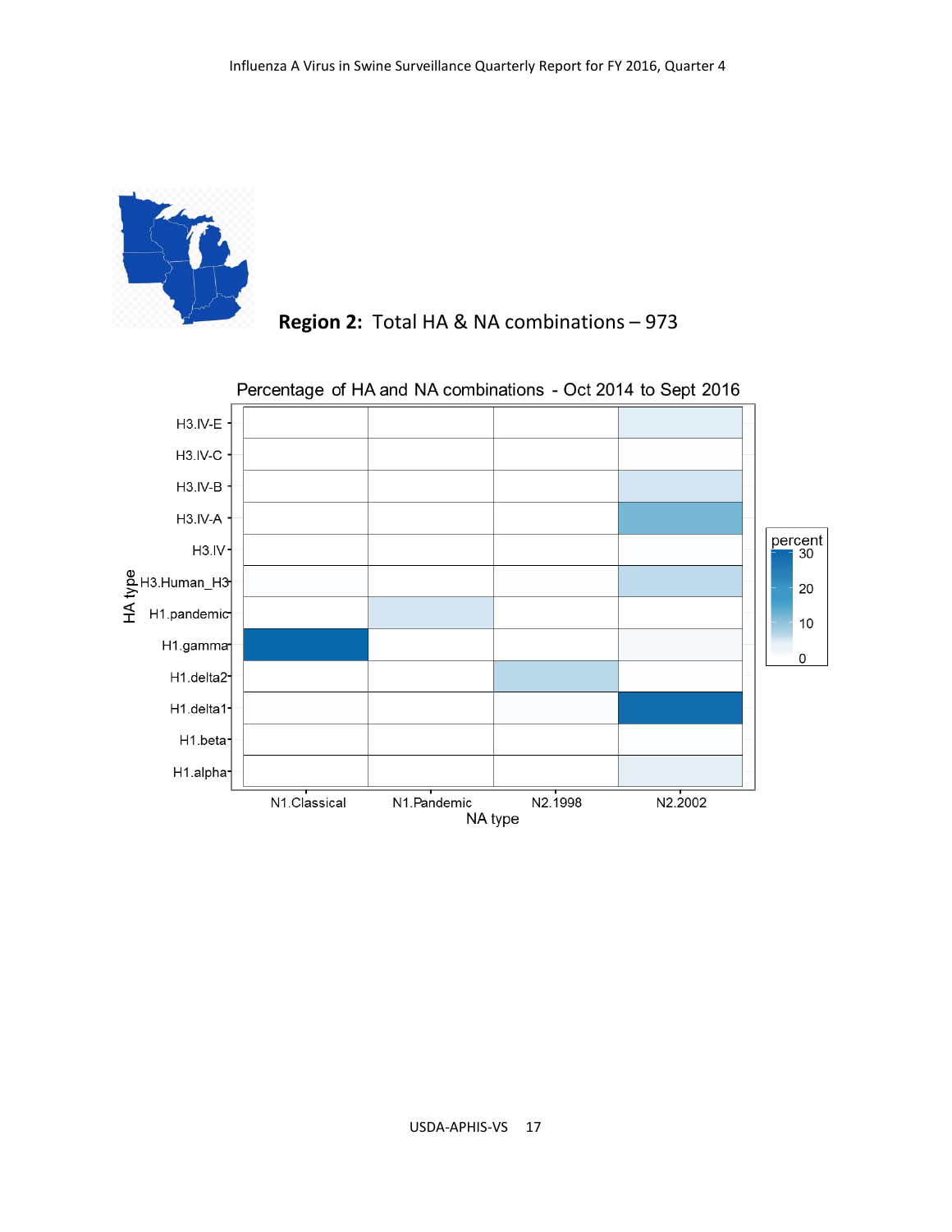**Region 2:** Total HA & NA combinations – 973

Percentage of HA and NA combinations - Oct 2014 to Sept 2016

HA type: H3.IV-E, H3.IV-C, H3.IV-B, H3.IV-A, H3.IV, H3.Human_H3, H1.pandemic, H1.gamma, H1.delta2, H1.delta1, H1.beta, H1.alpha

NA type: N1.Classical, N1.Pandemic, N2.1998, N2.2002

percent: 0, 10, 20, 30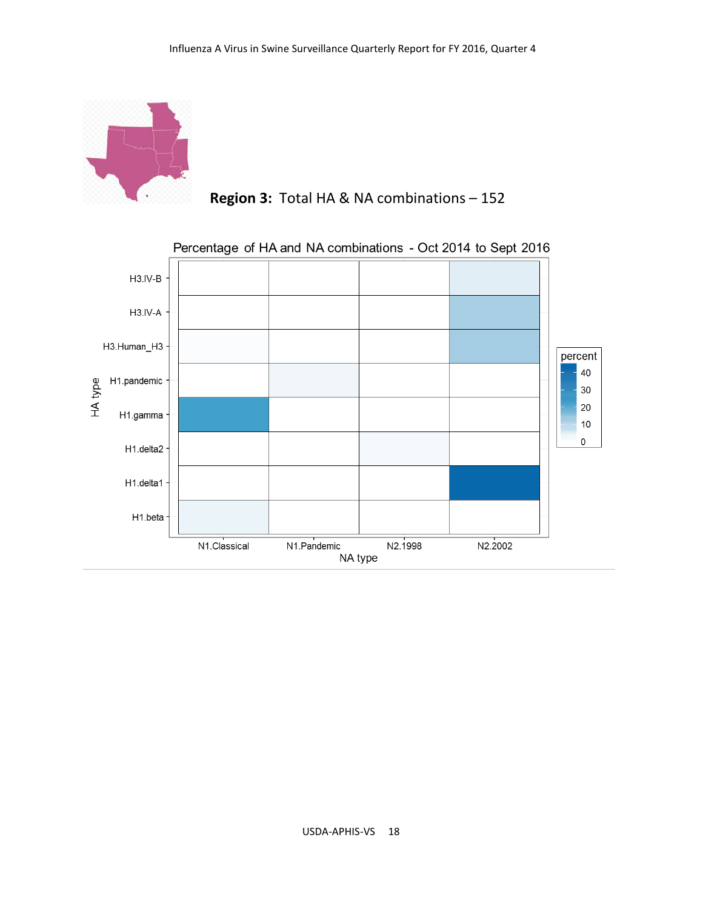**Region 3:** Total HA & NA combinations – 152

Percentage of HA and NA combinations - Oct 2014 to Sept 2016

HA type: H3.IV-B, H3.IV-A, H3.Human_H3, H1.pandemic, H1.gamma, H1.delta2, H1.delta1, H1.beta

NA type: N1.Classical, N1.Pandemic, N2.1998, N2.2002

percent: 0, 10, 20, 30, 40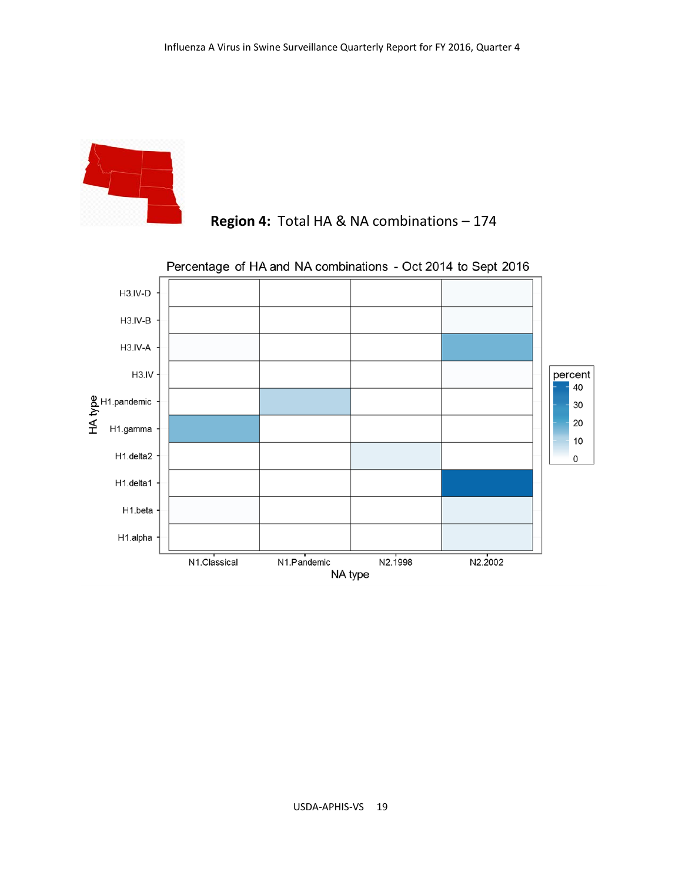**Region 4:** Total HA & NA combinations – 174

Percentage of HA and NA combinations - Oct 2014 to Sept 2016

HA type: H3.IV-D, H3.IV-B, H3.IV-A, H3.IV, H1.pandemic, H1.gamma, H1.delta2, H1.delta1, H1.beta, H1.alpha

NA type: N1.Classical, N1.Pandemic, N2.1998, N2.2002

percent: 40, 30, 20, 10, 0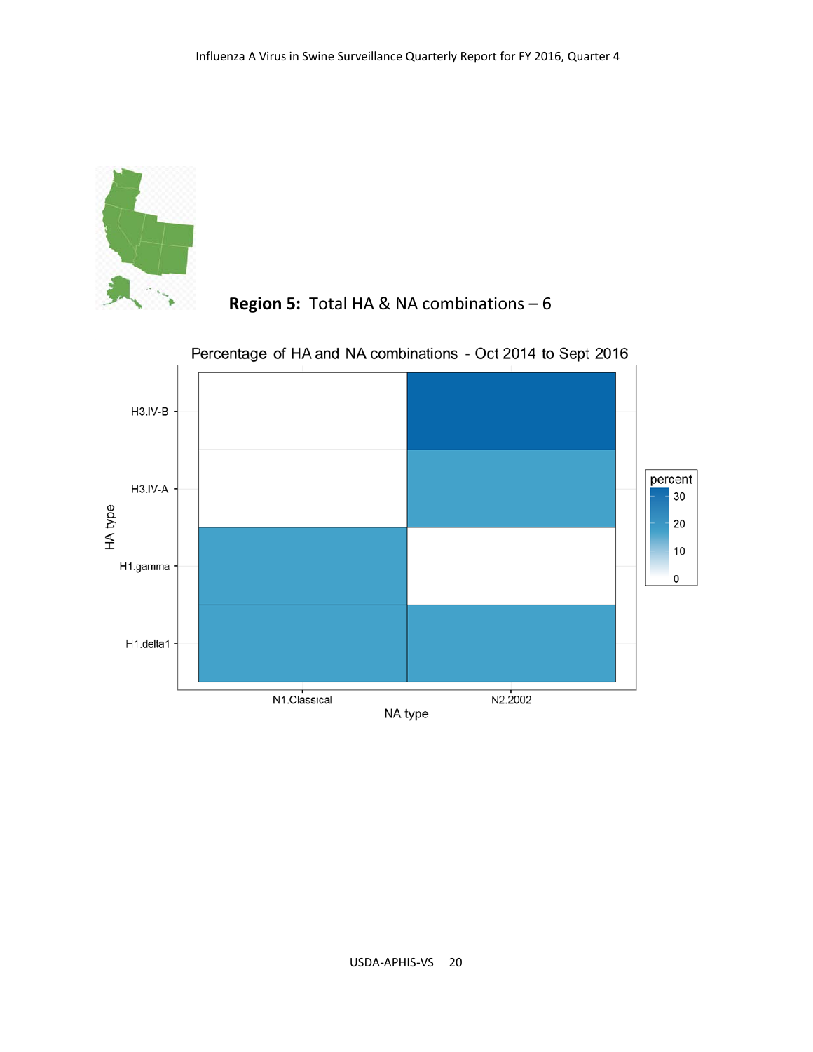**Region 5:** Total HA & NA combinations – 6

Percentage of HA and NA combinations - Oct 2014 to Sept 2016

HA type

H3.IV-B

H3.IV-A

H1.gamma

H1.delta1

NA type

N1.Classical

N2.2002

percent

30

20

10

0